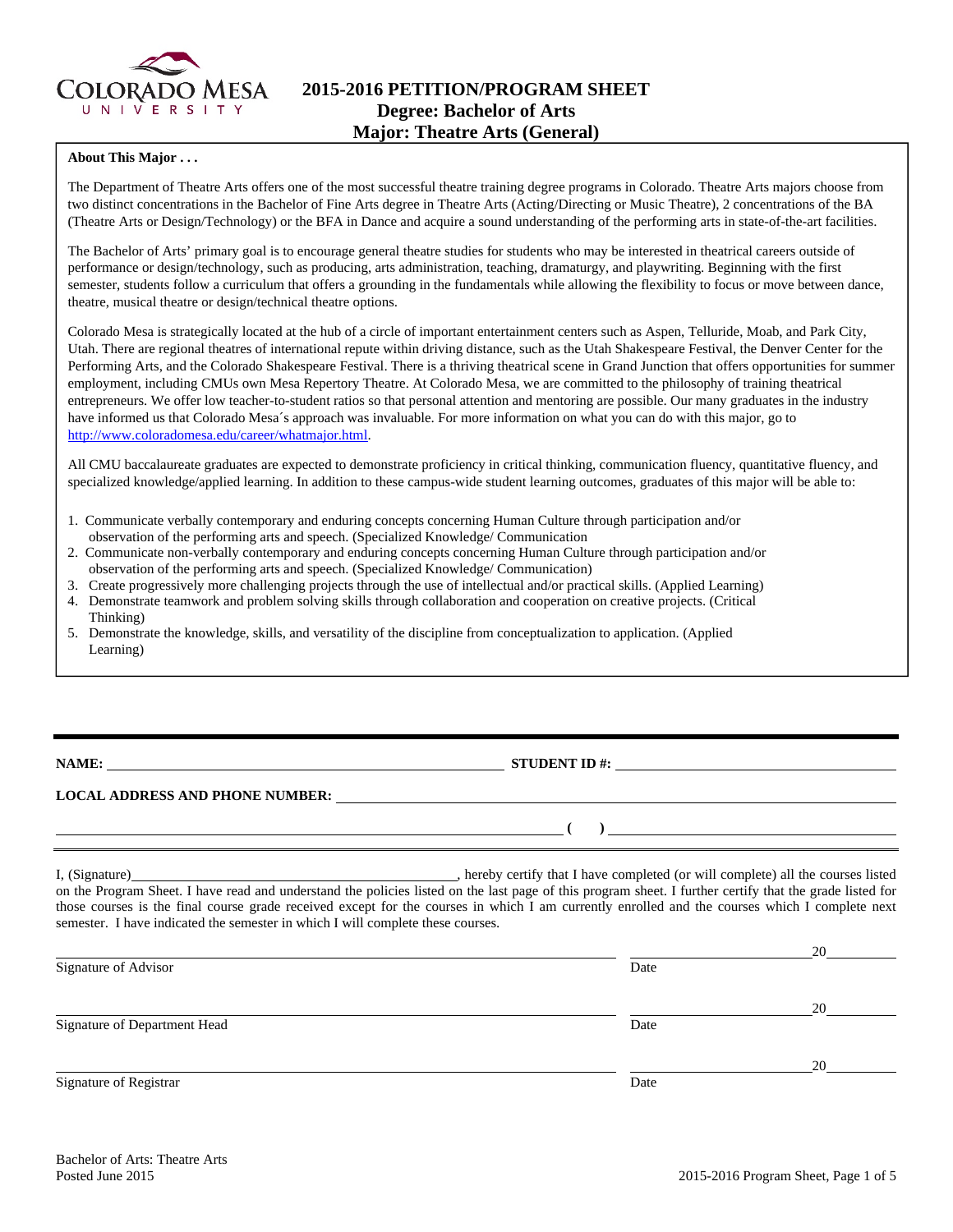# 2015-2016 PETITION/PROGRAM SHEET
## Degree: Bachelor of Arts
## Major: Theatre Arts (General)

**About This Major . . .**

The Department of Theatre Arts offers one of the most successful theatre training degree programs in Colorado. Theatre Arts majors choose from two distinct concentrations in the Bachelor of Fine Arts degree in Theatre Arts (Acting/Directing or Music Theatre), 2 concentrations of the BA (Theatre Arts or Design/Technology) or the BFA in Dance and acquire a sound understanding of the performing arts in state-of-the-art facilities.

The Bachelor of Arts' primary goal is to encourage general theatre studies for students who may be interested in theatrical careers outside of performance or design/technology, such as producing, arts administration, teaching, dramaturgy, and playwriting. Beginning with the first semester, students follow a curriculum that offers a grounding in the fundamentals while allowing the flexibility to focus or move between dance, theatre, musical theatre or design/technical theatre options.

Colorado Mesa is strategically located at the hub of a circle of important entertainment centers such as Aspen, Telluride, Moab, and Park City, Utah. There are regional theatres of international repute within driving distance, such as the Utah Shakespeare Festival, the Denver Center for the Performing Arts, and the Colorado Shakespeare Festival. There is a thriving theatrical scene in Grand Junction that offers opportunities for summer employment, including CMUs own Mesa Repertory Theatre. At Colorado Mesa, we are committed to the philosophy of training theatrical entrepreneurs. We offer low teacher-to-student ratios so that personal attention and mentoring are possible. Our many graduates in the industry have informed us that Colorado Mesa´s approach was invaluable. For more information on what you can do with this major, go to http://www.coloradomesa.edu/career/whatmajor.html.

All CMU baccalaureate graduates are expected to demonstrate proficiency in critical thinking, communication fluency, quantitative fluency, and specialized knowledge/applied learning. In addition to these campus-wide student learning outcomes, graduates of this major will be able to:

1. Communicate verbally contemporary and enduring concepts concerning Human Culture through participation and/or observation of the performing arts and speech. (Specialized Knowledge/ Communication
2. Communicate non-verbally contemporary and enduring concepts concerning Human Culture through participation and/or observation of the performing arts and speech. (Specialized Knowledge/ Communication)
3. Create progressively more challenging projects through the use of intellectual and/or practical skills. (Applied Learning)
4. Demonstrate teamwork and problem solving skills through collaboration and cooperation on creative projects. (Critical Thinking)
5. Demonstrate the knowledge, skills, and versatility of the discipline from conceptualization to application. (Applied Learning)

---

**NAME:** ______________________________ **STUDENT ID #:** ______________________________

**LOCAL ADDRESS AND PHONE NUMBER:** ______________________________

______________________________ **( )** ______________________________

I, (Signature)______________________________, hereby certify that I have completed (or will complete) all the courses listed on the Program Sheet. I have read and understand the policies listed on the last page of this program sheet. I further certify that the grade listed for those courses is the final course grade received except for the courses in which I am currently enrolled and the courses which I complete next semester. I have indicated the semester in which I will complete these courses.

______________________________ ______________ 20______
Signature of Advisor Date

______________________________ ______________ 20______
Signature of Department Head Date

______________________________ ______________ 20______
Signature of Registrar Date

Bachelor of Arts: Theatre Arts
Posted June 2015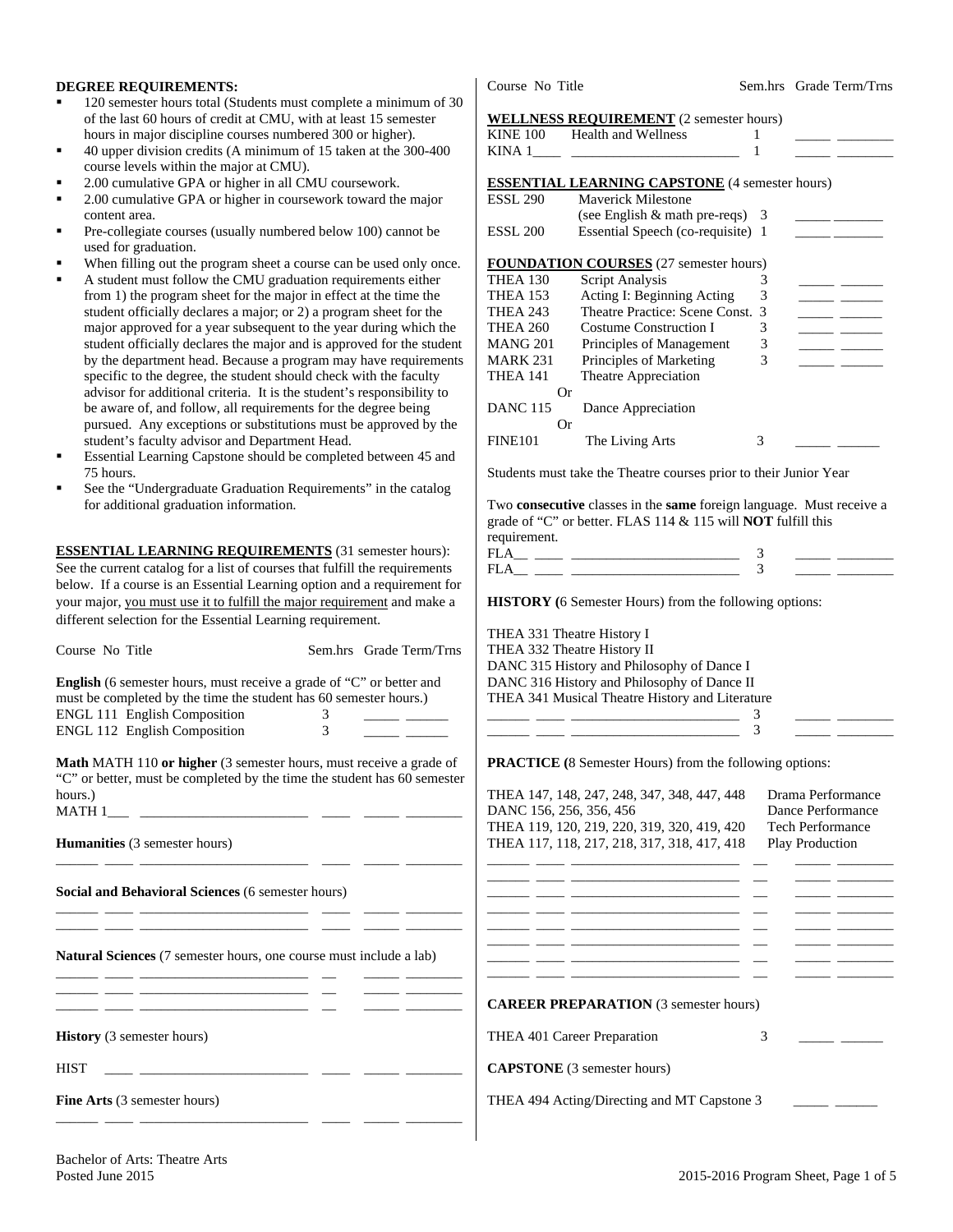**DEGREE REQUIREMENTS:**

- 120 semester hours total (Students must complete a minimum of 30 of the last 60 hours of credit at CMU, with at least 15 semester hours in major discipline courses numbered 300 or higher).
- 40 upper division credits (A minimum of 15 taken at the 300-400 course levels within the major at CMU).
- 2.00 cumulative GPA or higher in all CMU coursework.
- 2.00 cumulative GPA or higher in coursework toward the major content area.
- Pre-collegiate courses (usually numbered below 100) cannot be used for graduation.
- When filling out the program sheet a course can be used only once.
- A student must follow the CMU graduation requirements either from 1) the program sheet for the major in effect at the time the student officially declares a major; or 2) a program sheet for the major approved for a year subsequent to the year during which the student officially declares the major and is approved for the student by the department head. Because a program may have requirements specific to the degree, the student should check with the faculty advisor for additional criteria. It is the student's responsibility to be aware of, and follow, all requirements for the degree being pursued. Any exceptions or substitutions must be approved by the student's faculty advisor and Department Head.
- Essential Learning Capstone should be completed between 45 and 75 hours.
- See the "Undergraduate Graduation Requirements" in the catalog for additional graduation information.

**ESSENTIAL LEARNING REQUIREMENTS** (31 semester hours): See the current catalog for a list of courses that fulfill the requirements below. If a course is an Essential Learning option and a requirement for your major, you must use it to fulfill the major requirement and make a different selection for the Essential Learning requirement.

Course No Title Sem.hrs Grade Term/Trns

**English** (6 semester hours, must receive a grade of "C" or better and must be completed by the time the student has 60 semester hours.)

| Course | Title | Sem.hrs | Grade | Term/Trns |
|---|---|---|---|---|
| ENGL 111 | English Composition | 3 | _____ | ______ |
| ENGL 112 | English Composition | 3 | _____ | ______ |

**Math** MATH 110 **or higher** (3 semester hours, must receive a grade of "C" or better, must be completed by the time the student has 60 semester hours.)

MATH 1___ ________________________ ____ _____ ________

**Humanities** (3 semester hours)

______ ____ ________________________ ____ _____ ________

**Social and Behavioral Sciences** (6 semester hours)

______ ____ ________________________ ____ _____ ________
______ ____ ________________________ ____ _____ ________

**Natural Sciences** (7 semester hours, one course must include a lab)

______ ____ ________________________ __ _____ ________
______ ____ ________________________ __ _____ ________
______ ____ ________________________ __ _____ ________

**History** (3 semester hours)

HIST ____ ________________________ ____ _____ ________

**Fine Arts** (3 semester hours)

______ ____ ________________________ ____ _____ ________

Course No Title Sem.hrs Grade Term/Trns

**WELLNESS REQUIREMENT** (2 semester hours)

| Course | Title | Sem.hrs | Grade | Term/Trns |
|---|---|---|---|---|
| KINE 100 | Health and Wellness | 1 | _____ | ________ |
| KINA 1____ | ________________________ | 1 | _____ | ________ |

**ESSENTIAL LEARNING CAPSTONE** (4 semester hours)

| Course | Title | Sem.hrs | Grade | Term/Trns |
|---|---|---|---|---|
| ESSL 290 | Maverick Milestone (see English & math pre-reqs) | 3 | _____ | _______ |
| ESSL 200 | Essential Speech (co-requisite) | 1 | _____ | _______ |

**FOUNDATION COURSES** (27 semester hours)

| Course | Title | Sem.hrs | Grade | Term/Trns |
|---|---|---|---|---|
| THEA 130 | Script Analysis | 3 | _____ | ______ |
| THEA 153 | Acting I: Beginning Acting | 3 | _____ | ______ |
| THEA 243 | Theatre Practice: Scene Const. | 3 | _____ | ______ |
| THEA 260 | Costume Construction I | 3 | _____ | ______ |
| MANG 201 | Principles of Management | 3 | _____ | ______ |
| MARK 231 | Principles of Marketing | 3 | _____ | ______ |
| THEA 141 | Theatre Appreciation | | | |
| Or | | | | |
| DANC 115 | Dance Appreciation | | | |
| Or | | | | |
| FINE101 | The Living Arts | 3 | _____ | ______ |

Students must take the Theatre courses prior to their Junior Year

Two **consecutive** classes in the **same** foreign language. Must receive a grade of "C" or better. FLAS 114 & 115 will **NOT** fulfill this requirement.

FLA__ ____ ________________________ 3 _____ ________
FLA__ ____ ________________________ 3 _____ ________

**HISTORY (**6 Semester Hours) from the following options:

THEA 331 Theatre History I
THEA 332 Theatre History II
DANC 315 History and Philosophy of Dance I
DANC 316 History and Philosophy of Dance II
THEA 341 Musical Theatre History and Literature

______ ____ ________________________ 3 _____ ________
______ ____ ________________________ 3 _____ ________

**PRACTICE (**8 Semester Hours) from the following options:

| Courses | Type |
|---|---|
| THEA 147, 148, 247, 248, 347, 348, 447, 448 | Drama Performance |
| DANC 156, 256, 356, 456 | Dance Performance |
| THEA 119, 120, 219, 220, 319, 320, 419, 420 | Tech Performance |
| THEA 117, 118, 217, 218, 317, 318, 417, 418 | Play Production |

______ ____ ________________________ __ _____ ________
______ ____ ________________________ __ _____ ________
______ ____ ________________________ __ _____ ________
______ ____ ________________________ __ _____ ________
______ ____ ________________________ __ _____ ________
______ ____ ________________________ __ _____ ________
______ ____ ________________________ __ _____ ________
______ ____ ________________________ __ _____ ________

**CAREER PREPARATION** (3 semester hours)

THEA 401 Career Preparation 3 _____ ______

**CAPSTONE** (3 semester hours)

THEA 494 Acting/Directing and MT Capstone 3 _____ ______

Bachelor of Arts: Theatre Arts
Posted June 2015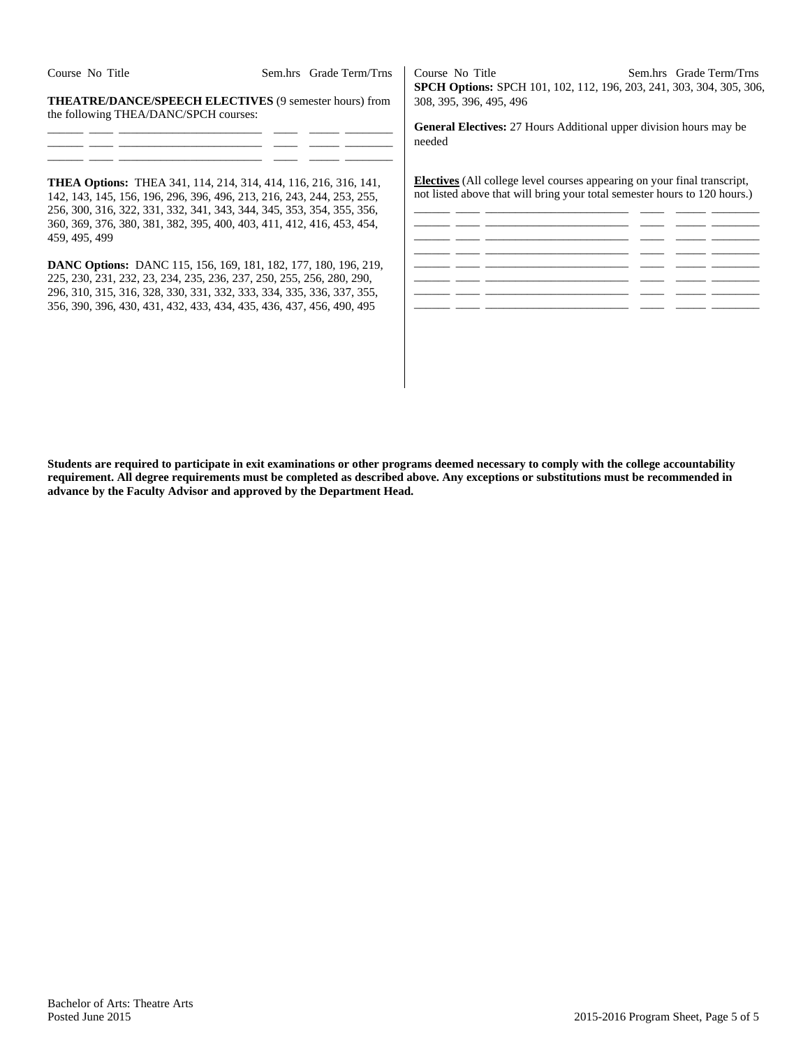Course No Title Sem.hrs Grade Term/Trns

**THEATRE/DANCE/SPEECH ELECTIVES** (9 semester hours) from the following THEA/DANC/SPCH courses:

______ ____ ________________________ ____ _____ ________
______ ____ ________________________ ____ _____ ________
______ ____ ________________________ ____ _____ ________

**THEA Options:** THEA 341, 114, 214, 314, 414, 116, 216, 316, 141, 142, 143, 145, 156, 196, 296, 396, 496, 213, 216, 243, 244, 253, 255, 256, 300, 316, 322, 331, 332, 341, 343, 344, 345, 353, 354, 355, 356, 360, 369, 376, 380, 381, 382, 395, 400, 403, 411, 412, 416, 453, 454, 459, 495, 499

**DANC Options:** DANC 115, 156, 169, 181, 182, 177, 180, 196, 219, 225, 230, 231, 232, 23, 234, 235, 236, 237, 250, 255, 256, 280, 290, 296, 310, 315, 316, 328, 330, 331, 332, 333, 334, 335, 336, 337, 355, 356, 390, 396, 430, 431, 432, 433, 434, 435, 436, 437, 456, 490, 495

Course No Title Sem.hrs Grade Term/Trns

**SPCH Options:** SPCH 101, 102, 112, 196, 203, 241, 303, 304, 305, 306, 308, 395, 396, 495, 496

**General Electives:** 27 Hours Additional upper division hours may be needed

**Electives** (All college level courses appearing on your final transcript, not listed above that will bring your total semester hours to 120 hours.)

______ ____ ________________________ ____ _____ ________
______ ____ ________________________ ____ _____ ________
______ ____ ________________________ ____ _____ ________
______ ____ ________________________ ____ _____ ________
______ ____ ________________________ ____ _____ ________
______ ____ ________________________ ____ _____ ________
______ ____ ________________________ ____ _____ ________
______ ____ ________________________ ____ _____ ________

**Students are required to participate in exit examinations or other programs deemed necessary to comply with the college accountability requirement. All degree requirements must be completed as described above. Any exceptions or substitutions must be recommended in advance by the Faculty Advisor and approved by the Department Head.**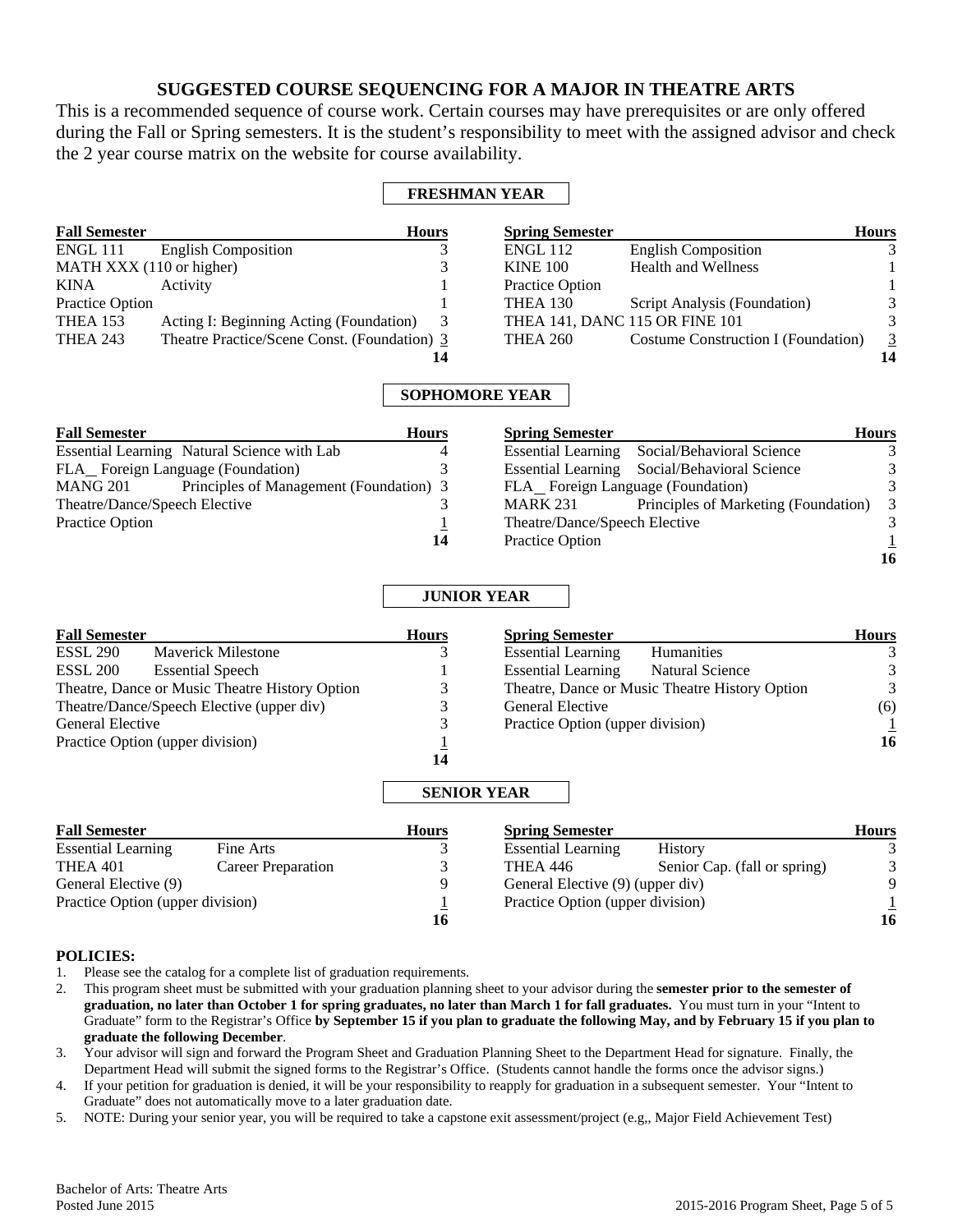## SUGGESTED COURSE SEQUENCING FOR A MAJOR IN THEATRE ARTS

This is a recommended sequence of course work. Certain courses may have prerequisites or are only offered during the Fall or Spring semesters. It is the student's responsibility to meet with the assigned advisor and check the 2 year course matrix on the website for course availability.

### FRESHMAN YEAR

| Fall Semester | | Hours | Spring Semester | | Hours |
|---|---|---|---|---|---|
| ENGL 111 | English Composition | 3 | ENGL 112 | English Composition | 3 |
| MATH XXX (110 or higher) | | 3 | KINE 100 | Health and Wellness | 1 |
| KINA | Activity | 1 | Practice Option | | 1 |
| Practice Option | | 1 | THEA 130 | Script Analysis (Foundation) | 3 |
| THEA 153 | Acting I: Beginning Acting (Foundation) | 3 | THEA 141, DANC 115 OR FINE 101 | | 3 |
| THEA 243 | Theatre Practice/Scene Const. (Foundation) | 3 | THEA 260 | Costume Construction I (Foundation) | 3 |
| | | 14 | | | 14 |

### SOPHOMORE YEAR

| Fall Semester | | Hours | Spring Semester | | Hours |
|---|---|---|---|---|---|
| Essential Learning | Natural Science with Lab | 4 | Essential Learning | Social/Behavioral Science | 3 |
| FLA_ Foreign Language (Foundation) | | 3 | Essential Learning | Social/Behavioral Science | 3 |
| MANG 201 | Principles of Management (Foundation) | 3 | FLA_ Foreign Language (Foundation) | | 3 |
| Theatre/Dance/Speech Elective | | 3 | MARK 231 | Principles of Marketing (Foundation) | 3 |
| Practice Option | | 1 | Theatre/Dance/Speech Elective | | 3 |
| | | 14 | Practice Option | | 1 |
| | | | | | 16 |

### JUNIOR YEAR

| Fall Semester | | Hours | Spring Semester | | Hours |
|---|---|---|---|---|---|
| ESSL 290 | Maverick Milestone | 3 | Essential Learning | Humanities | 3 |
| ESSL 200 | Essential Speech | 1 | Essential Learning | Natural Science | 3 |
| Theatre, Dance or Music Theatre History Option | | 3 | Theatre, Dance or Music Theatre History Option | | 3 |
| Theatre/Dance/Speech Elective (upper div) | | 3 | General Elective | | (6) |
| General Elective | | 3 | Practice Option (upper division) | | 1 |
| Practice Option (upper division) | | 1 | | | 16 |
| | | 14 | | | |

### SENIOR YEAR

| Fall Semester | | Hours | Spring Semester | | Hours |
|---|---|---|---|---|---|
| Essential Learning | Fine Arts | 3 | Essential Learning | History | 3 |
| THEA 401 | Career Preparation | 3 | THEA 446 | Senior Cap. (fall or spring) | 3 |
| General Elective (9) | | 9 | General Elective (9) (upper div) | | 9 |
| Practice Option (upper division) | | 1 | Practice Option (upper division) | | 1 |
| | | 16 | | | 16 |

**POLICIES:**

1. Please see the catalog for a complete list of graduation requirements.
2. This program sheet must be submitted with your graduation planning sheet to your advisor during the **semester prior to the semester of graduation, no later than October 1 for spring graduates, no later than March 1 for fall graduates.** You must turn in your "Intent to Graduate" form to the Registrar's Office **by September 15 if you plan to graduate the following May, and by February 15 if you plan to graduate the following December**.
3. Your advisor will sign and forward the Program Sheet and Graduation Planning Sheet to the Department Head for signature. Finally, the Department Head will submit the signed forms to the Registrar's Office. (Students cannot handle the forms once the advisor signs.)
4. If your petition for graduation is denied, it will be your responsibility to reapply for graduation in a subsequent semester. Your "Intent to Graduate" does not automatically move to a later graduation date.
5. NOTE: During your senior year, you will be required to take a capstone exit assessment/project (e.g,, Major Field Achievement Test)

Bachelor of Arts: Theatre Arts
Posted June 2015